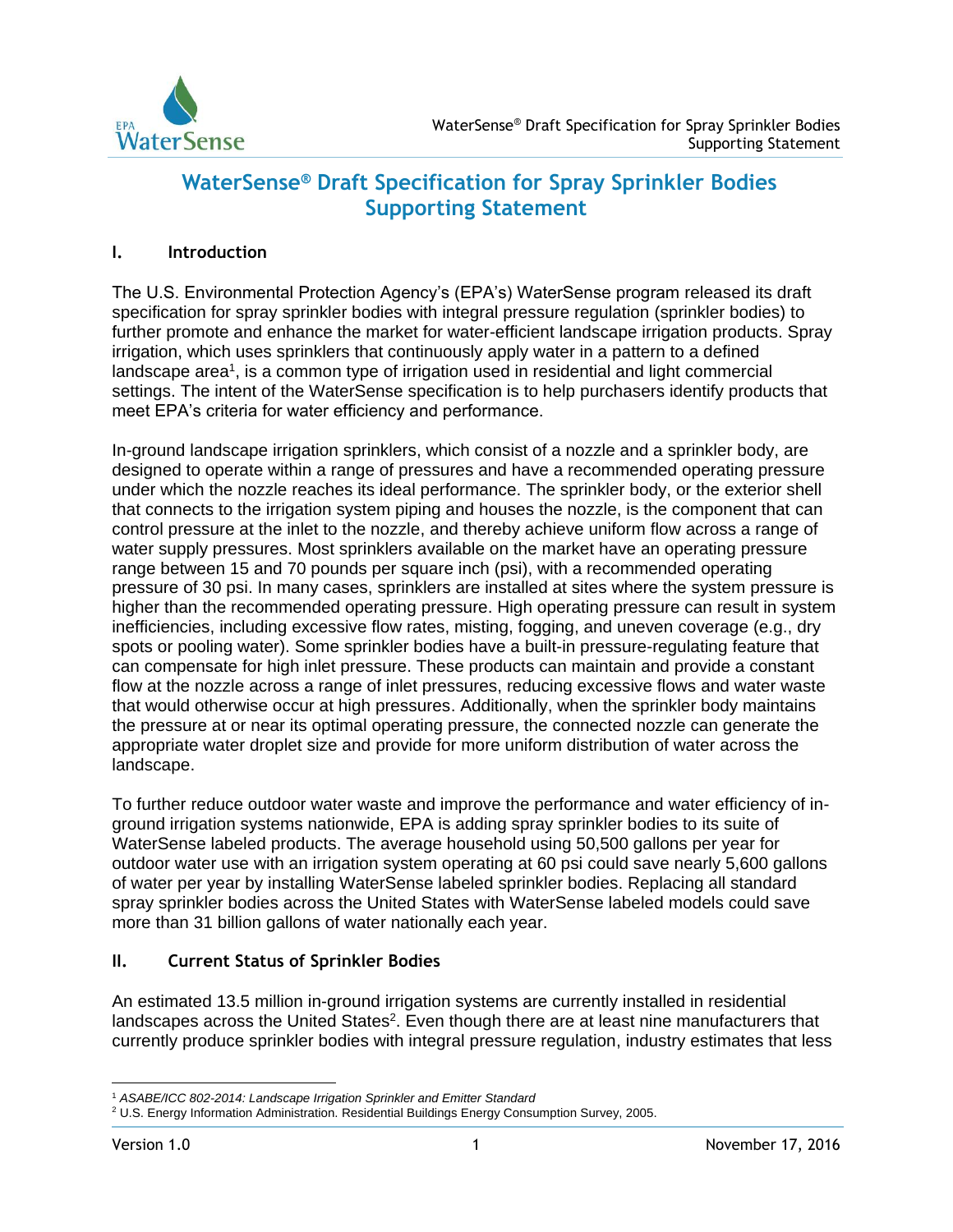# WaterSense® Draft Specification for Spray Sprinkler Bodies Supporting Statement

## I. Introduction

The U.S. Environmental Protection Agency's (EPA's) WaterSense program released its draft specification for spray sprinkler bodies with integral pressure regulation (sprinkler bodies) to further promote and enhance the market for water-efficient landscape irrigation products. Spray irrigation, which uses sprinklers that continuously apply water in a pattern to a defined landscape area[1], is a common type of irrigation used in residential and light commercial settings. The intent of the WaterSense specification is to help purchasers identify products that meet EPA's criteria for water efficiency and performance.

In-ground landscape irrigation sprinklers, which consist of a nozzle and a sprinkler body, are designed to operate within a range of pressures and have a recommended operating pressure under which the nozzle reaches its ideal performance. The sprinkler body, or the exterior shell that connects to the irrigation system piping and houses the nozzle, is the component that can control pressure at the inlet to the nozzle, and thereby achieve uniform flow across a range of water supply pressures. Most sprinklers available on the market have an operating pressure range between 15 and 70 pounds per square inch (psi), with a recommended operating pressure of 30 psi. In many cases, sprinklers are installed at sites where the system pressure is higher than the recommended operating pressure. High operating pressure can result in system inefficiencies, including excessive flow rates, misting, fogging, and uneven coverage (e.g., dry spots or pooling water). Some sprinkler bodies have a built-in pressure-regulating feature that can compensate for high inlet pressure. These products can maintain and provide a constant flow at the nozzle across a range of inlet pressures, reducing excessive flows and water waste that would otherwise occur at high pressures. Additionally, when the sprinkler body maintains the pressure at or near its optimal operating pressure, the connected nozzle can generate the appropriate water droplet size and provide for more uniform distribution of water across the landscape.

To further reduce outdoor water waste and improve the performance and water efficiency of in-ground irrigation systems nationwide, EPA is adding spray sprinkler bodies to its suite of WaterSense labeled products. The average household using 50,500 gallons per year for outdoor water use with an irrigation system operating at 60 psi could save nearly 5,600 gallons of water per year by installing WaterSense labeled sprinkler bodies. Replacing all standard spray sprinkler bodies across the United States with WaterSense labeled models could save more than 31 billion gallons of water nationally each year.

## II. Current Status of Sprinkler Bodies

An estimated 13.5 million in-ground irrigation systems are currently installed in residential landscapes across the United States[2]. Even though there are at least nine manufacturers that currently produce sprinkler bodies with integral pressure regulation, industry estimates that less

[1] *ASABE/ICC 802-2014: Landscape Irrigation Sprinkler and Emitter Standard*

[2] U.S. Energy Information Administration. Residential Buildings Energy Consumption Survey, 2005.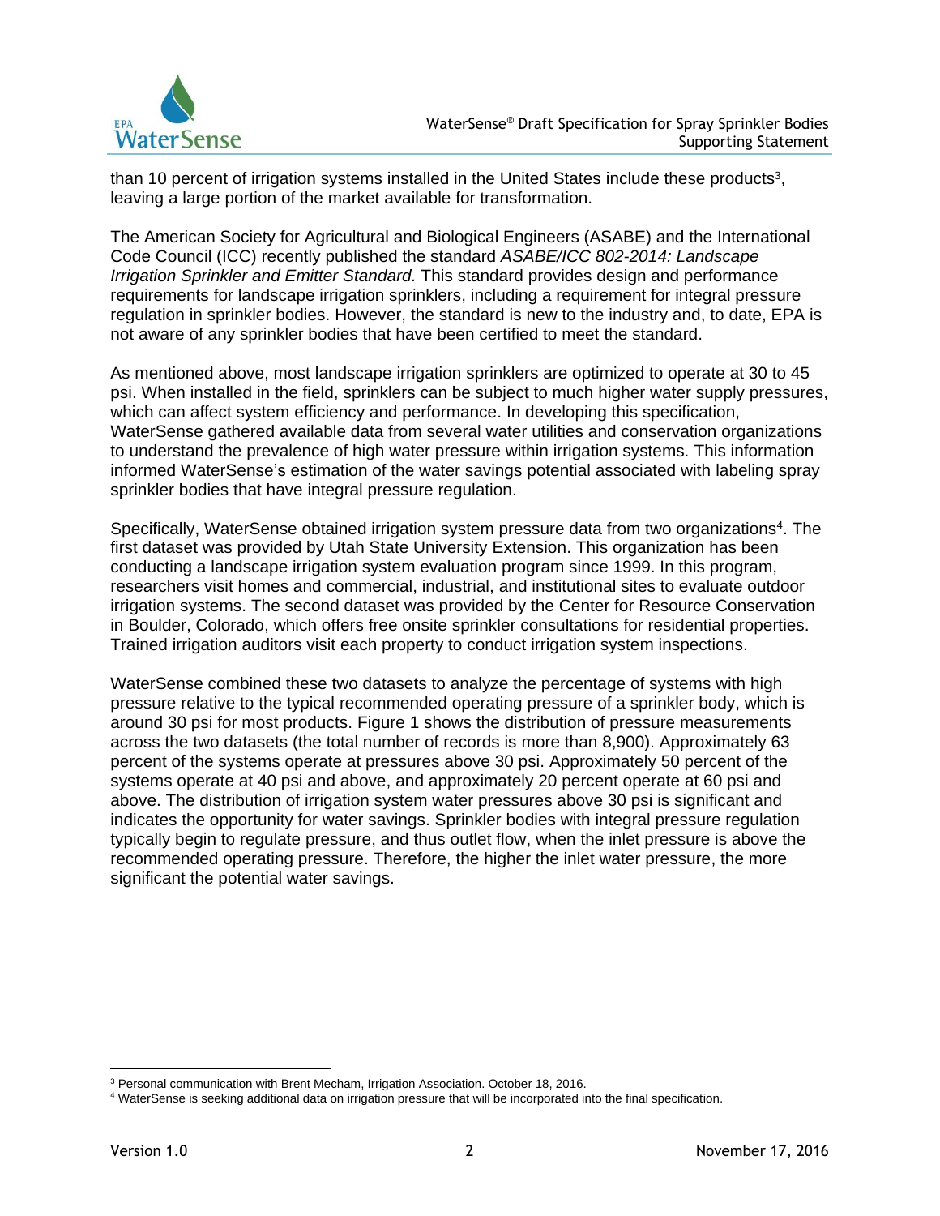than 10 percent of irrigation systems installed in the United States include these products[3], leaving a large portion of the market available for transformation.

The American Society for Agricultural and Biological Engineers (ASABE) and the International Code Council (ICC) recently published the standard *ASABE/ICC 802-2014: Landscape Irrigation Sprinkler and Emitter Standard.* This standard provides design and performance requirements for landscape irrigation sprinklers, including a requirement for integral pressure regulation in sprinkler bodies. However, the standard is new to the industry and, to date, EPA is not aware of any sprinkler bodies that have been certified to meet the standard.

As mentioned above, most landscape irrigation sprinklers are optimized to operate at 30 to 45 psi. When installed in the field, sprinklers can be subject to much higher water supply pressures, which can affect system efficiency and performance. In developing this specification, WaterSense gathered available data from several water utilities and conservation organizations to understand the prevalence of high water pressure within irrigation systems. This information informed WaterSense's estimation of the water savings potential associated with labeling spray sprinkler bodies that have integral pressure regulation.

Specifically, WaterSense obtained irrigation system pressure data from two organizations[4]. The first dataset was provided by Utah State University Extension. This organization has been conducting a landscape irrigation system evaluation program since 1999. In this program, researchers visit homes and commercial, industrial, and institutional sites to evaluate outdoor irrigation systems. The second dataset was provided by the Center for Resource Conservation in Boulder, Colorado, which offers free onsite sprinkler consultations for residential properties. Trained irrigation auditors visit each property to conduct irrigation system inspections.

WaterSense combined these two datasets to analyze the percentage of systems with high pressure relative to the typical recommended operating pressure of a sprinkler body, which is around 30 psi for most products. Figure 1 shows the distribution of pressure measurements across the two datasets (the total number of records is more than 8,900). Approximately 63 percent of the systems operate at pressures above 30 psi. Approximately 50 percent of the systems operate at 40 psi and above, and approximately 20 percent operate at 60 psi and above. The distribution of irrigation system water pressures above 30 psi is significant and indicates the opportunity for water savings. Sprinkler bodies with integral pressure regulation typically begin to regulate pressure, and thus outlet flow, when the inlet pressure is above the recommended operating pressure. Therefore, the higher the inlet water pressure, the more significant the potential water savings.

[3] Personal communication with Brent Mecham, Irrigation Association. October 18, 2016.

[4] WaterSense is seeking additional data on irrigation pressure that will be incorporated into the final specification.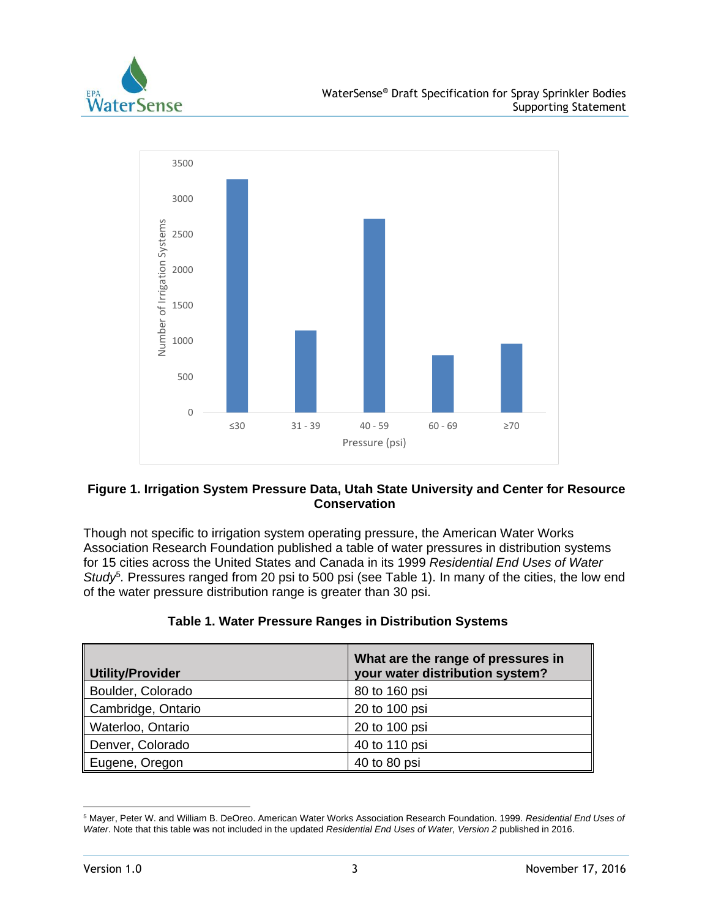3500
3000
2500
2000
1500
1000
500
0

Number of Irrigation Systems

≤30
31 - 39
40 - 59
60 - 69
≥70

Pressure (psi)

**Figure 1. Irrigation System Pressure Data, Utah State University and Center for Resource Conservation**

Though not specific to irrigation system operating pressure, the American Water Works Association Research Foundation published a table of water pressures in distribution systems for 15 cities across the United States and Canada in its 1999 *Residential End Uses of Water Study*[5]. Pressures ranged from 20 psi to 500 psi (see Table 1). In many of the cities, the low end of the water pressure distribution range is greater than 30 psi.

**Table 1. Water Pressure Ranges in Distribution Systems**

| Utility/Provider | What are the range of pressures in your water distribution system? |
|---|---|
| Boulder, Colorado | 80 to 160 psi |
| Cambridge, Ontario | 20 to 100 psi |
| Waterloo, Ontario | 20 to 100 psi |
| Denver, Colorado | 40 to 110 psi |
| Eugene, Oregon | 40 to 80 psi |

[5] Mayer, Peter W. and William B. DeOreo. American Water Works Association Research Foundation. 1999. *Residential End Uses of Water*. Note that this table was not included in the updated *Residential End Uses of Water, Version 2* published in 2016.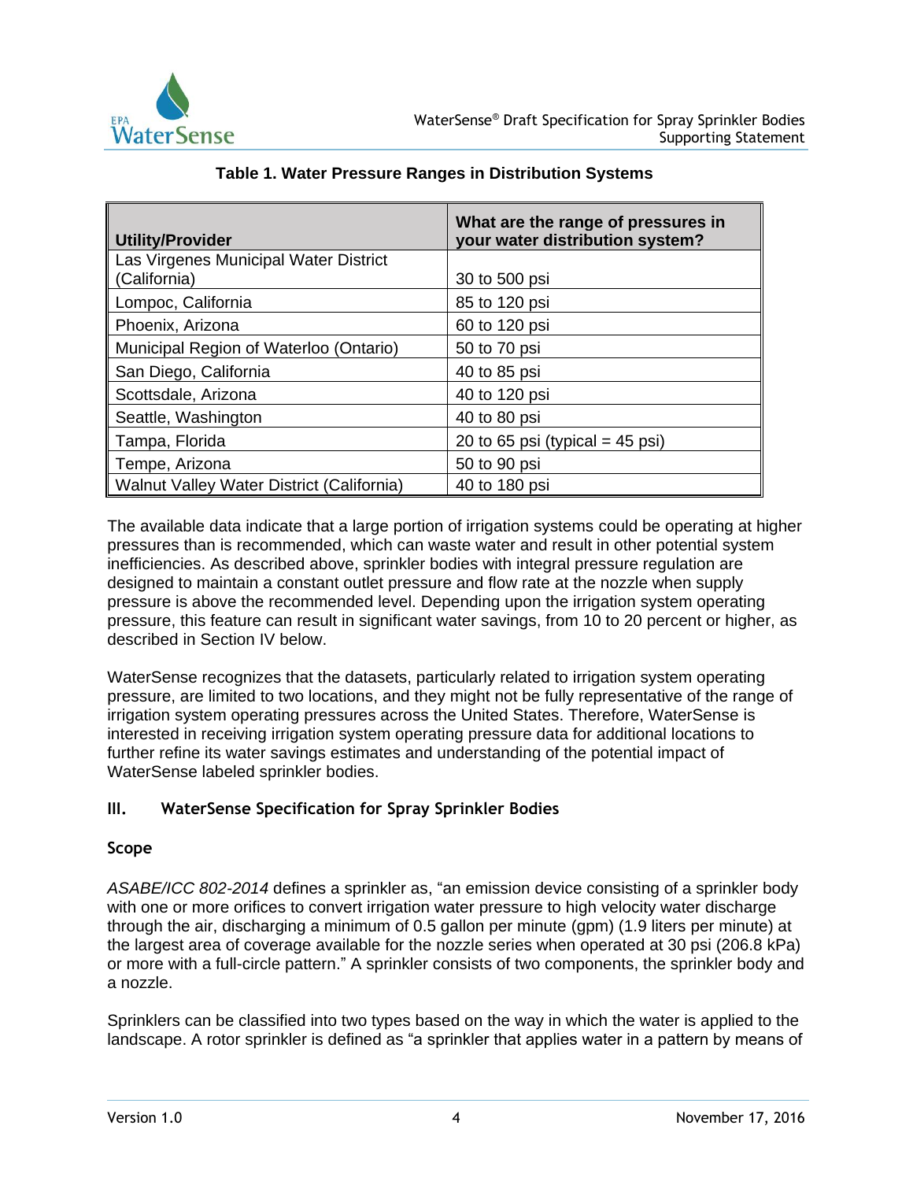**Table 1. Water Pressure Ranges in Distribution Systems**

| Utility/Provider | What are the range of pressures in your water distribution system? |
| --- | --- |
| Las Virgenes Municipal Water District (California) | 30 to 500 psi |
| Lompoc, California | 85 to 120 psi |
| Phoenix, Arizona | 60 to 120 psi |
| Municipal Region of Waterloo (Ontario) | 50 to 70 psi |
| San Diego, California | 40 to 85 psi |
| Scottsdale, Arizona | 40 to 120 psi |
| Seattle, Washington | 40 to 80 psi |
| Tampa, Florida | 20 to 65 psi (typical = 45 psi) |
| Tempe, Arizona | 50 to 90 psi |
| Walnut Valley Water District (California) | 40 to 180 psi |

The available data indicate that a large portion of irrigation systems could be operating at higher pressures than is recommended, which can waste water and result in other potential system inefficiencies. As described above, sprinkler bodies with integral pressure regulation are designed to maintain a constant outlet pressure and flow rate at the nozzle when supply pressure is above the recommended level. Depending upon the irrigation system operating pressure, this feature can result in significant water savings, from 10 to 20 percent or higher, as described in Section IV below.

WaterSense recognizes that the datasets, particularly related to irrigation system operating pressure, are limited to two locations, and they might not be fully representative of the range of irrigation system operating pressures across the United States. Therefore, WaterSense is interested in receiving irrigation system operating pressure data for additional locations to further refine its water savings estimates and understanding of the potential impact of WaterSense labeled sprinkler bodies.

## III. WaterSense Specification for Spray Sprinkler Bodies

### Scope

*ASABE/ICC 802-2014* defines a sprinkler as, "an emission device consisting of a sprinkler body with one or more orifices to convert irrigation water pressure to high velocity water discharge through the air, discharging a minimum of 0.5 gallon per minute (gpm) (1.9 liters per minute) at the largest area of coverage available for the nozzle series when operated at 30 psi (206.8 kPa) or more with a full-circle pattern." A sprinkler consists of two components, the sprinkler body and a nozzle.

Sprinklers can be classified into two types based on the way in which the water is applied to the landscape. A rotor sprinkler is defined as "a sprinkler that applies water in a pattern by means of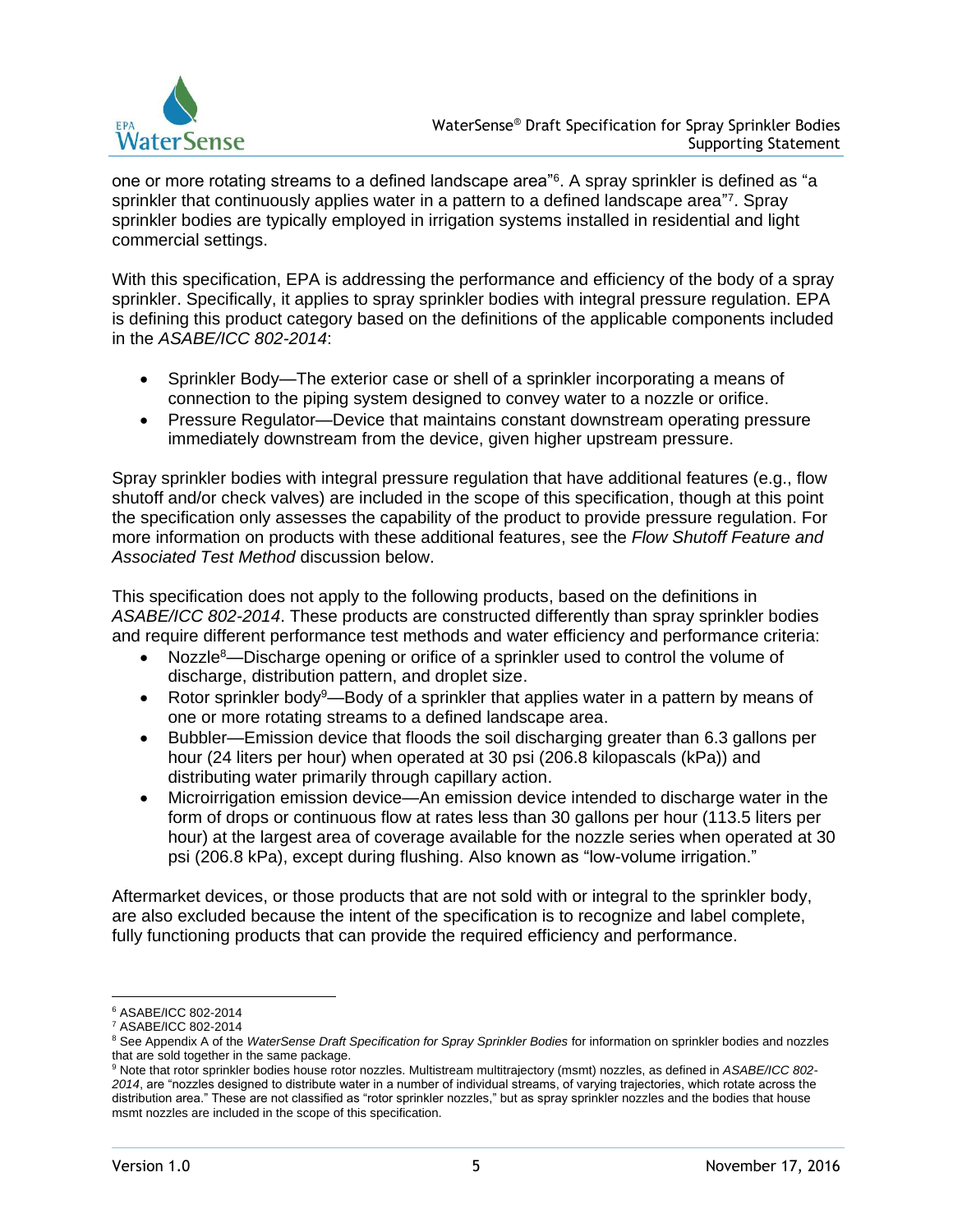one or more rotating streams to a defined landscape area"[6]. A spray sprinkler is defined as "a sprinkler that continuously applies water in a pattern to a defined landscape area"[7]. Spray sprinkler bodies are typically employed in irrigation systems installed in residential and light commercial settings.

With this specification, EPA is addressing the performance and efficiency of the body of a spray sprinkler. Specifically, it applies to spray sprinkler bodies with integral pressure regulation. EPA is defining this product category based on the definitions of the applicable components included in the *ASABE/ICC 802-2014*:

- Sprinkler Body—The exterior case or shell of a sprinkler incorporating a means of connection to the piping system designed to convey water to a nozzle or orifice.
- Pressure Regulator—Device that maintains constant downstream operating pressure immediately downstream from the device, given higher upstream pressure.

Spray sprinkler bodies with integral pressure regulation that have additional features (e.g., flow shutoff and/or check valves) are included in the scope of this specification, though at this point the specification only assesses the capability of the product to provide pressure regulation. For more information on products with these additional features, see the *Flow Shutoff Feature and Associated Test Method* discussion below.

This specification does not apply to the following products, based on the definitions in *ASABE/ICC 802-2014*. These products are constructed differently than spray sprinkler bodies and require different performance test methods and water efficiency and performance criteria:

- Nozzle[8]—Discharge opening or orifice of a sprinkler used to control the volume of discharge, distribution pattern, and droplet size.
- Rotor sprinkler body[9]—Body of a sprinkler that applies water in a pattern by means of one or more rotating streams to a defined landscape area.
- Bubbler—Emission device that floods the soil discharging greater than 6.3 gallons per hour (24 liters per hour) when operated at 30 psi (206.8 kilopascals (kPa)) and distributing water primarily through capillary action.
- Microirrigation emission device—An emission device intended to discharge water in the form of drops or continuous flow at rates less than 30 gallons per hour (113.5 liters per hour) at the largest area of coverage available for the nozzle series when operated at 30 psi (206.8 kPa), except during flushing. Also known as "low-volume irrigation."

Aftermarket devices, or those products that are not sold with or integral to the sprinkler body, are also excluded because the intent of the specification is to recognize and label complete, fully functioning products that can provide the required efficiency and performance.

---

[6] ASABE/ICC 802-2014

[7] ASABE/ICC 802-2014

[8] See Appendix A of the *WaterSense Draft Specification for Spray Sprinkler Bodies* for information on sprinkler bodies and nozzles that are sold together in the same package.

[9] Note that rotor sprinkler bodies house rotor nozzles. Multistream multitrajectory (msmt) nozzles, as defined in *ASABE/ICC 802-2014*, are "nozzles designed to distribute water in a number of individual streams, of varying trajectories, which rotate across the distribution area." These are not classified as "rotor sprinkler nozzles," but as spray sprinkler nozzles and the bodies that house msmt nozzles are included in the scope of this specification.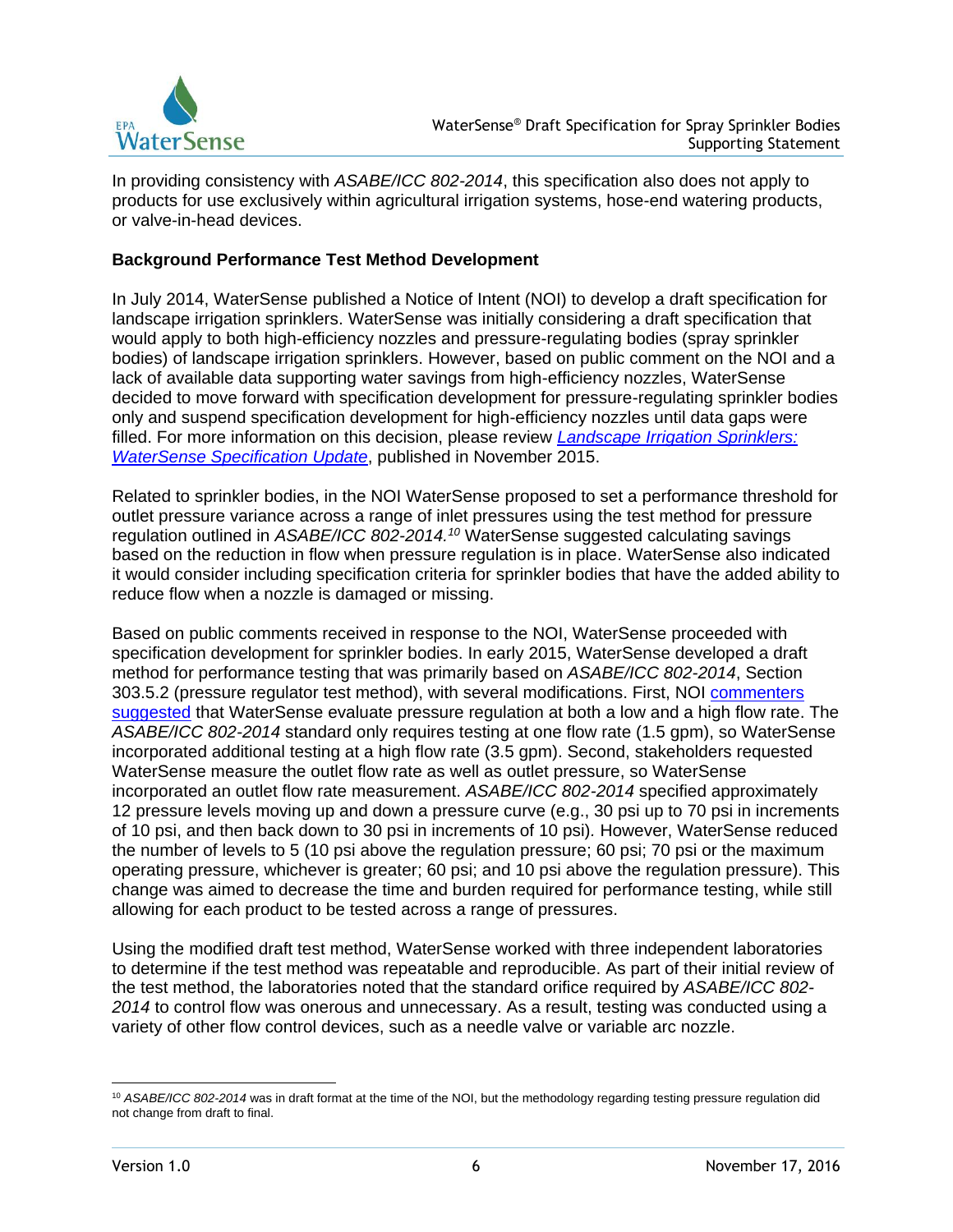In providing consistency with *ASABE/ICC 802-2014*, this specification also does not apply to products for use exclusively within agricultural irrigation systems, hose-end watering products, or valve-in-head devices.

**Background Performance Test Method Development**

In July 2014, WaterSense published a Notice of Intent (NOI) to develop a draft specification for landscape irrigation sprinklers. WaterSense was initially considering a draft specification that would apply to both high-efficiency nozzles and pressure-regulating bodies (spray sprinkler bodies) of landscape irrigation sprinklers. However, based on public comment on the NOI and a lack of available data supporting water savings from high-efficiency nozzles, WaterSense decided to move forward with specification development for pressure-regulating sprinkler bodies only and suspend specification development for high-efficiency nozzles until data gaps were filled. For more information on this decision, please review *Landscape Irrigation Sprinklers: WaterSense Specification Update*, published in November 2015.

Related to sprinkler bodies, in the NOI WaterSense proposed to set a performance threshold for outlet pressure variance across a range of inlet pressures using the test method for pressure regulation outlined in *ASABE/ICC 802-2014*.[10] WaterSense suggested calculating savings based on the reduction in flow when pressure regulation is in place. WaterSense also indicated it would consider including specification criteria for sprinkler bodies that have the added ability to reduce flow when a nozzle is damaged or missing.

Based on public comments received in response to the NOI, WaterSense proceeded with specification development for sprinkler bodies. In early 2015, WaterSense developed a draft method for performance testing that was primarily based on *ASABE/ICC 802-2014*, Section 303.5.2 (pressure regulator test method), with several modifications. First, NOI commenters suggested that WaterSense evaluate pressure regulation at both a low and a high flow rate. The *ASABE/ICC 802-2014* standard only requires testing at one flow rate (1.5 gpm), so WaterSense incorporated additional testing at a high flow rate (3.5 gpm). Second, stakeholders requested WaterSense measure the outlet flow rate as well as outlet pressure, so WaterSense incorporated an outlet flow rate measurement. *ASABE/ICC 802-2014* specified approximately 12 pressure levels moving up and down a pressure curve (e.g., 30 psi up to 70 psi in increments of 10 psi, and then back down to 30 psi in increments of 10 psi). However, WaterSense reduced the number of levels to 5 (10 psi above the regulation pressure; 60 psi; 70 psi or the maximum operating pressure, whichever is greater; 60 psi; and 10 psi above the regulation pressure). This change was aimed to decrease the time and burden required for performance testing, while still allowing for each product to be tested across a range of pressures.

Using the modified draft test method, WaterSense worked with three independent laboratories to determine if the test method was repeatable and reproducible. As part of their initial review of the test method, the laboratories noted that the standard orifice required by *ASABE/ICC 802-2014* to control flow was onerous and unnecessary. As a result, testing was conducted using a variety of other flow control devices, such as a needle valve or variable arc nozzle.

---

[10] *ASABE/ICC 802-2014* was in draft format at the time of the NOI, but the methodology regarding testing pressure regulation did not change from draft to final.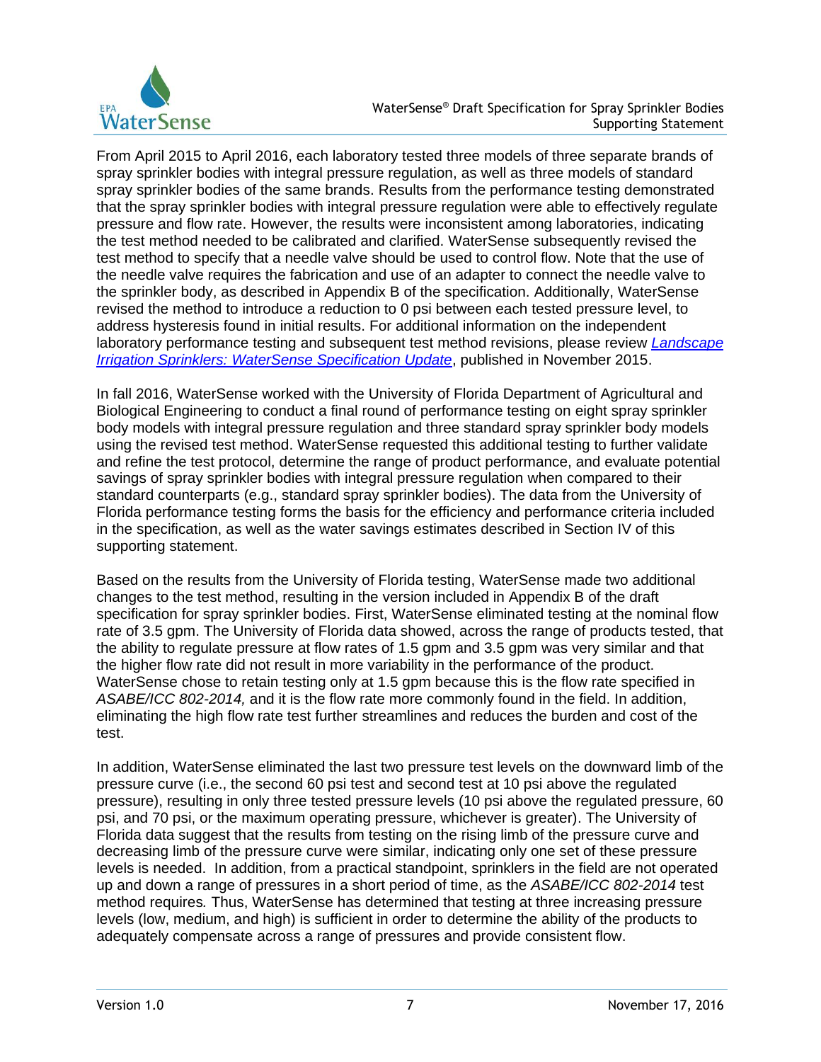From April 2015 to April 2016, each laboratory tested three models of three separate brands of spray sprinkler bodies with integral pressure regulation, as well as three models of standard spray sprinkler bodies of the same brands. Results from the performance testing demonstrated that the spray sprinkler bodies with integral pressure regulation were able to effectively regulate pressure and flow rate. However, the results were inconsistent among laboratories, indicating the test method needed to be calibrated and clarified. WaterSense subsequently revised the test method to specify that a needle valve should be used to control flow. Note that the use of the needle valve requires the fabrication and use of an adapter to connect the needle valve to the sprinkler body, as described in Appendix B of the specification. Additionally, WaterSense revised the method to introduce a reduction to 0 psi between each tested pressure level, to address hysteresis found in initial results. For additional information on the independent laboratory performance testing and subsequent test method revisions, please review *Landscape Irrigation Sprinklers: WaterSense Specification Update*, published in November 2015.

In fall 2016, WaterSense worked with the University of Florida Department of Agricultural and Biological Engineering to conduct a final round of performance testing on eight spray sprinkler body models with integral pressure regulation and three standard spray sprinkler body models using the revised test method. WaterSense requested this additional testing to further validate and refine the test protocol, determine the range of product performance, and evaluate potential savings of spray sprinkler bodies with integral pressure regulation when compared to their standard counterparts (e.g., standard spray sprinkler bodies). The data from the University of Florida performance testing forms the basis for the efficiency and performance criteria included in the specification, as well as the water savings estimates described in Section IV of this supporting statement.

Based on the results from the University of Florida testing, WaterSense made two additional changes to the test method, resulting in the version included in Appendix B of the draft specification for spray sprinkler bodies. First, WaterSense eliminated testing at the nominal flow rate of 3.5 gpm. The University of Florida data showed, across the range of products tested, that the ability to regulate pressure at flow rates of 1.5 gpm and 3.5 gpm was very similar and that the higher flow rate did not result in more variability in the performance of the product. WaterSense chose to retain testing only at 1.5 gpm because this is the flow rate specified in *ASABE/ICC 802-2014,* and it is the flow rate more commonly found in the field. In addition, eliminating the high flow rate test further streamlines and reduces the burden and cost of the test.

In addition, WaterSense eliminated the last two pressure test levels on the downward limb of the pressure curve (i.e., the second 60 psi test and second test at 10 psi above the regulated pressure), resulting in only three tested pressure levels (10 psi above the regulated pressure, 60 psi, and 70 psi, or the maximum operating pressure, whichever is greater). The University of Florida data suggest that the results from testing on the rising limb of the pressure curve and decreasing limb of the pressure curve were similar, indicating only one set of these pressure levels is needed. In addition, from a practical standpoint, sprinklers in the field are not operated up and down a range of pressures in a short period of time, as the *ASABE/ICC 802-2014* test method requires*.* Thus, WaterSense has determined that testing at three increasing pressure levels (low, medium, and high) is sufficient in order to determine the ability of the products to adequately compensate across a range of pressures and provide consistent flow.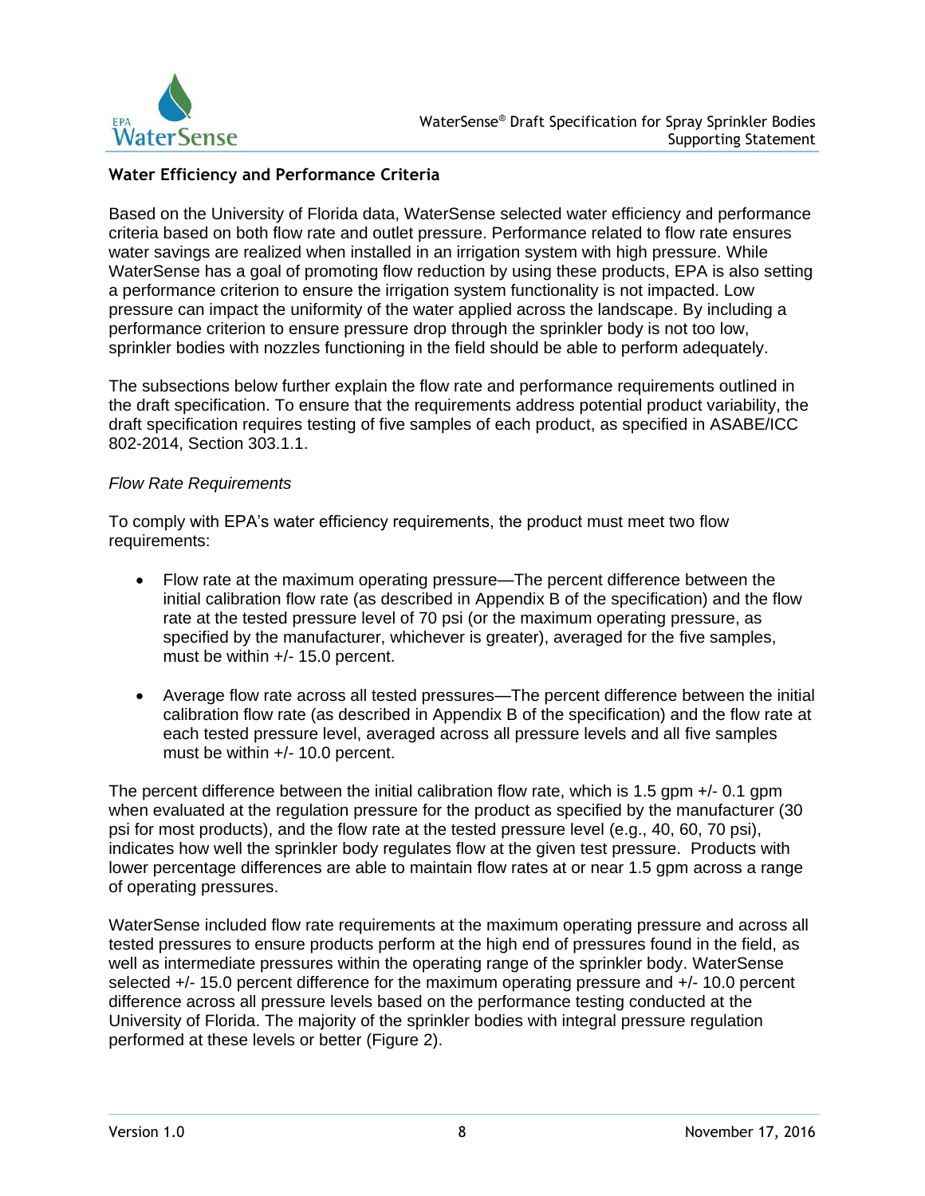## Water Efficiency and Performance Criteria

Based on the University of Florida data, WaterSense selected water efficiency and performance criteria based on both flow rate and outlet pressure. Performance related to flow rate ensures water savings are realized when installed in an irrigation system with high pressure. While WaterSense has a goal of promoting flow reduction by using these products, EPA is also setting a performance criterion to ensure the irrigation system functionality is not impacted. Low pressure can impact the uniformity of the water applied across the landscape. By including a performance criterion to ensure pressure drop through the sprinkler body is not too low, sprinkler bodies with nozzles functioning in the field should be able to perform adequately.

The subsections below further explain the flow rate and performance requirements outlined in the draft specification. To ensure that the requirements address potential product variability, the draft specification requires testing of five samples of each product, as specified in ASABE/ICC 802-2014, Section 303.1.1.

### *Flow Rate Requirements*

To comply with EPA's water efficiency requirements, the product must meet two flow requirements:

- Flow rate at the maximum operating pressure—The percent difference between the initial calibration flow rate (as described in Appendix B of the specification) and the flow rate at the tested pressure level of 70 psi (or the maximum operating pressure, as specified by the manufacturer, whichever is greater), averaged for the five samples, must be within +/- 15.0 percent.
- Average flow rate across all tested pressures—The percent difference between the initial calibration flow rate (as described in Appendix B of the specification) and the flow rate at each tested pressure level, averaged across all pressure levels and all five samples must be within +/- 10.0 percent.

The percent difference between the initial calibration flow rate, which is 1.5 gpm +/- 0.1 gpm when evaluated at the regulation pressure for the product as specified by the manufacturer (30 psi for most products), and the flow rate at the tested pressure level (e.g., 40, 60, 70 psi), indicates how well the sprinkler body regulates flow at the given test pressure. Products with lower percentage differences are able to maintain flow rates at or near 1.5 gpm across a range of operating pressures.

WaterSense included flow rate requirements at the maximum operating pressure and across all tested pressures to ensure products perform at the high end of pressures found in the field, as well as intermediate pressures within the operating range of the sprinkler body. WaterSense selected +/- 15.0 percent difference for the maximum operating pressure and +/- 10.0 percent difference across all pressure levels based on the performance testing conducted at the University of Florida. The majority of the sprinkler bodies with integral pressure regulation performed at these levels or better (Figure 2).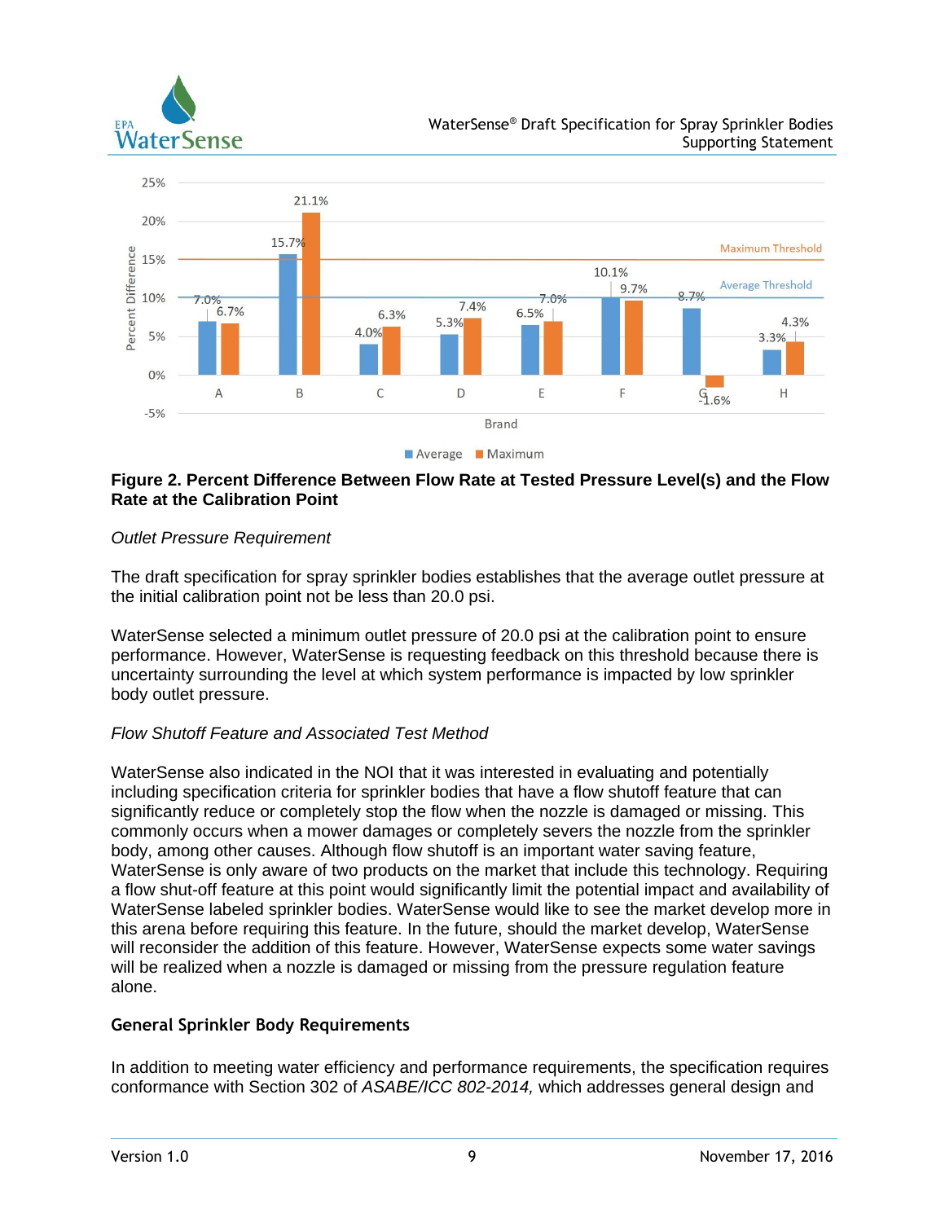25%
20%
15%
10%
5%
0%
-5%

Percent Difference

21.1%
15.7%
Maximum Threshold
10.1%
9.7%
Average Threshold
7.0%
6.7%
6.3%
4.0%
7.4%
5.3%
7.0%
6.5%
8.7%
-1.6%
4.3%
3.3%

A B C D E F G H

Brand

Average Maximum

**Figure 2. Percent Difference Between Flow Rate at Tested Pressure Level(s) and the Flow Rate at the Calibration Point**

*Outlet Pressure Requirement*

The draft specification for spray sprinkler bodies establishes that the average outlet pressure at the initial calibration point not be less than 20.0 psi.

WaterSense selected a minimum outlet pressure of 20.0 psi at the calibration point to ensure performance. However, WaterSense is requesting feedback on this threshold because there is uncertainty surrounding the level at which system performance is impacted by low sprinkler body outlet pressure.

*Flow Shutoff Feature and Associated Test Method*

WaterSense also indicated in the NOI that it was interested in evaluating and potentially including specification criteria for sprinkler bodies that have a flow shutoff feature that can significantly reduce or completely stop the flow when the nozzle is damaged or missing. This commonly occurs when a mower damages or completely severs the nozzle from the sprinkler body, among other causes. Although flow shutoff is an important water saving feature, WaterSense is only aware of two products on the market that include this technology. Requiring a flow shut-off feature at this point would significantly limit the potential impact and availability of WaterSense labeled sprinkler bodies. WaterSense would like to see the market develop more in this arena before requiring this feature. In the future, should the market develop, WaterSense will reconsider the addition of this feature. However, WaterSense expects some water savings will be realized when a nozzle is damaged or missing from the pressure regulation feature alone.

**General Sprinkler Body Requirements**

In addition to meeting water efficiency and performance requirements, the specification requires conformance with Section 302 of *ASABE/ICC 802-2014,* which addresses general design and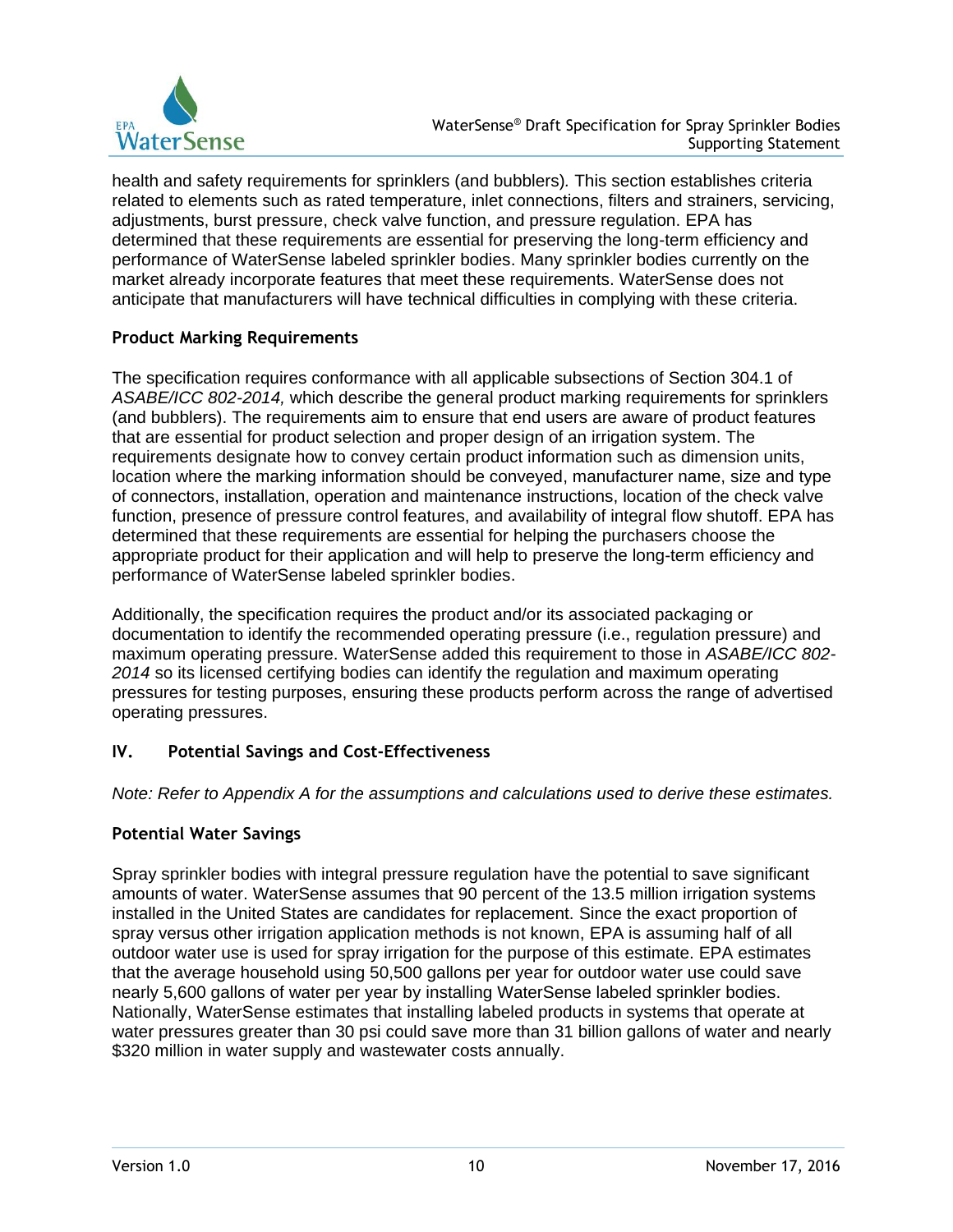health and safety requirements for sprinklers (and bubblers). This section establishes criteria related to elements such as rated temperature, inlet connections, filters and strainers, servicing, adjustments, burst pressure, check valve function, and pressure regulation. EPA has determined that these requirements are essential for preserving the long-term efficiency and performance of WaterSense labeled sprinkler bodies. Many sprinkler bodies currently on the market already incorporate features that meet these requirements. WaterSense does not anticipate that manufacturers will have technical difficulties in complying with these criteria.

### Product Marking Requirements

The specification requires conformance with all applicable subsections of Section 304.1 of *ASABE/ICC 802-2014,* which describe the general product marking requirements for sprinklers (and bubblers). The requirements aim to ensure that end users are aware of product features that are essential for product selection and proper design of an irrigation system. The requirements designate how to convey certain product information such as dimension units, location where the marking information should be conveyed, manufacturer name, size and type of connectors, installation, operation and maintenance instructions, location of the check valve function, presence of pressure control features, and availability of integral flow shutoff. EPA has determined that these requirements are essential for helping the purchasers choose the appropriate product for their application and will help to preserve the long-term efficiency and performance of WaterSense labeled sprinkler bodies.

Additionally, the specification requires the product and/or its associated packaging or documentation to identify the recommended operating pressure (i.e., regulation pressure) and maximum operating pressure. WaterSense added this requirement to those in *ASABE/ICC 802-2014* so its licensed certifying bodies can identify the regulation and maximum operating pressures for testing purposes, ensuring these products perform across the range of advertised operating pressures.

## IV. Potential Savings and Cost-Effectiveness

*Note: Refer to Appendix A for the assumptions and calculations used to derive these estimates.*

### Potential Water Savings

Spray sprinkler bodies with integral pressure regulation have the potential to save significant amounts of water. WaterSense assumes that 90 percent of the 13.5 million irrigation systems installed in the United States are candidates for replacement. Since the exact proportion of spray versus other irrigation application methods is not known, EPA is assuming half of all outdoor water use is used for spray irrigation for the purpose of this estimate. EPA estimates that the average household using 50,500 gallons per year for outdoor water use could save nearly 5,600 gallons of water per year by installing WaterSense labeled sprinkler bodies. Nationally, WaterSense estimates that installing labeled products in systems that operate at water pressures greater than 30 psi could save more than 31 billion gallons of water and nearly $320 million in water supply and wastewater costs annually.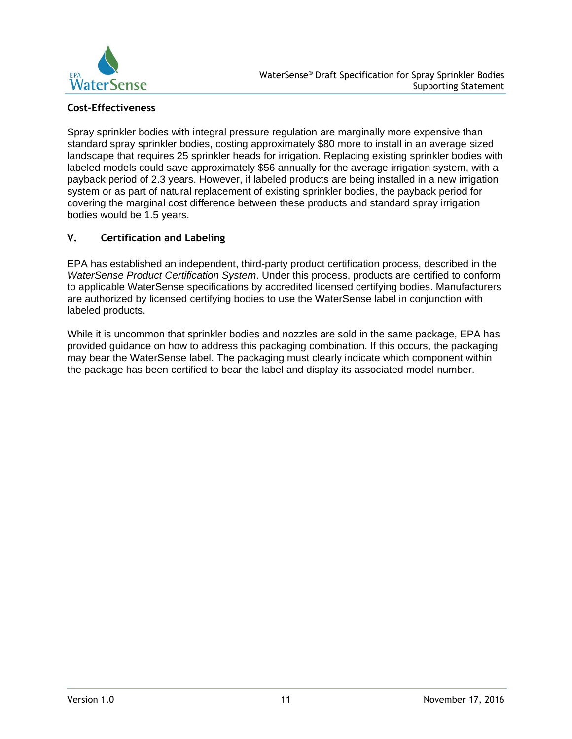### Cost-Effectiveness

Spray sprinkler bodies with integral pressure regulation are marginally more expensive than standard spray sprinkler bodies, costing approximately $80 more to install in an average sized landscape that requires 25 sprinkler heads for irrigation. Replacing existing sprinkler bodies with labeled models could save approximately $56 annually for the average irrigation system, with a payback period of 2.3 years. However, if labeled products are being installed in a new irrigation system or as part of natural replacement of existing sprinkler bodies, the payback period for covering the marginal cost difference between these products and standard spray irrigation bodies would be 1.5 years.

## V. Certification and Labeling

EPA has established an independent, third-party product certification process, described in the *WaterSense Product Certification System*. Under this process, products are certified to conform to applicable WaterSense specifications by accredited licensed certifying bodies. Manufacturers are authorized by licensed certifying bodies to use the WaterSense label in conjunction with labeled products.

While it is uncommon that sprinkler bodies and nozzles are sold in the same package, EPA has provided guidance on how to address this packaging combination. If this occurs, the packaging may bear the WaterSense label. The packaging must clearly indicate which component within the package has been certified to bear the label and display its associated model number.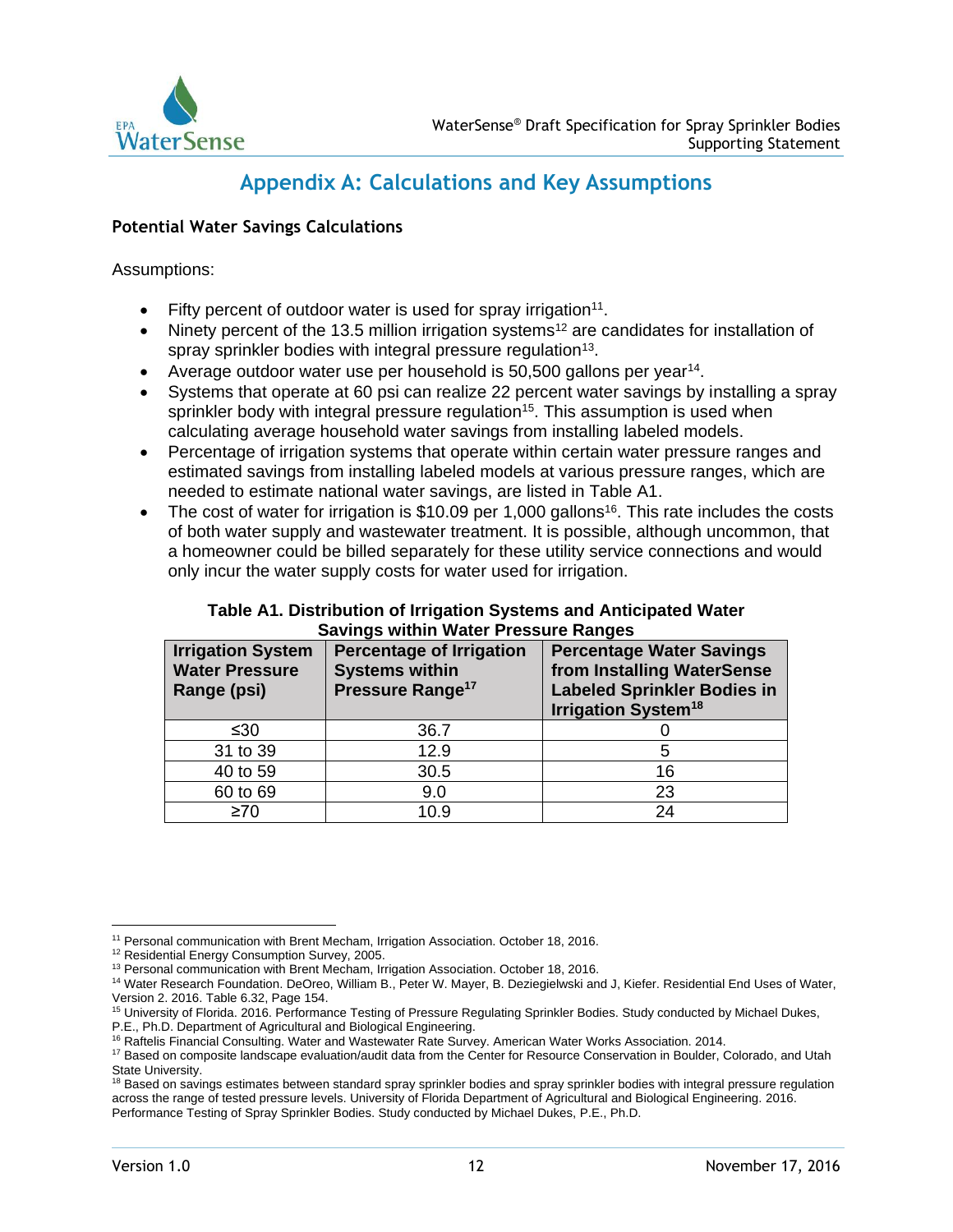# Appendix A: Calculations and Key Assumptions

**Potential Water Savings Calculations**

Assumptions:

- Fifty percent of outdoor water is used for spray irrigation[11].
- Ninety percent of the 13.5 million irrigation systems[12] are candidates for installation of spray sprinkler bodies with integral pressure regulation[13].
- Average outdoor water use per household is 50,500 gallons per year[14].
- Systems that operate at 60 psi can realize 22 percent water savings by installing a spray sprinkler body with integral pressure regulation[15]. This assumption is used when calculating average household water savings from installing labeled models.
- Percentage of irrigation systems that operate within certain water pressure ranges and estimated savings from installing labeled models at various pressure ranges, which are needed to estimate national water savings, are listed in Table A1.
- The cost of water for irrigation is $10.09 per 1,000 gallons[16]. This rate includes the costs of both water supply and wastewater treatment. It is possible, although uncommon, that a homeowner could be billed separately for these utility service connections and would only incur the water supply costs for water used for irrigation.

**Table A1. Distribution of Irrigation Systems and Anticipated Water Savings within Water Pressure Ranges**

| Irrigation System Water Pressure Range (psi) | Percentage of Irrigation Systems within Pressure Range[17] | Percentage Water Savings from Installing WaterSense Labeled Sprinkler Bodies in Irrigation System[18] |
|---|---|---|
| ≤30 | 36.7 | 0 |
| 31 to 39 | 12.9 | 5 |
| 40 to 59 | 30.5 | 16 |
| 60 to 69 | 9.0 | 23 |
| ≥70 | 10.9 | 24 |

---

[11] Personal communication with Brent Mecham, Irrigation Association. October 18, 2016.

[12] Residential Energy Consumption Survey, 2005.

[13] Personal communication with Brent Mecham, Irrigation Association. October 18, 2016.

[14] Water Research Foundation. DeOreo, William B., Peter W. Mayer, B. Deziegielwski and J, Kiefer. Residential End Uses of Water, Version 2. 2016. Table 6.32, Page 154.

[15] University of Florida. 2016. Performance Testing of Pressure Regulating Sprinkler Bodies. Study conducted by Michael Dukes, P.E., Ph.D. Department of Agricultural and Biological Engineering.

[16] Raftelis Financial Consulting. Water and Wastewater Rate Survey. American Water Works Association. 2014.

[17] Based on composite landscape evaluation/audit data from the Center for Resource Conservation in Boulder, Colorado, and Utah State University.

[18] Based on savings estimates between standard spray sprinkler bodies and spray sprinkler bodies with integral pressure regulation across the range of tested pressure levels. University of Florida Department of Agricultural and Biological Engineering. 2016. Performance Testing of Spray Sprinkler Bodies. Study conducted by Michael Dukes, P.E., Ph.D.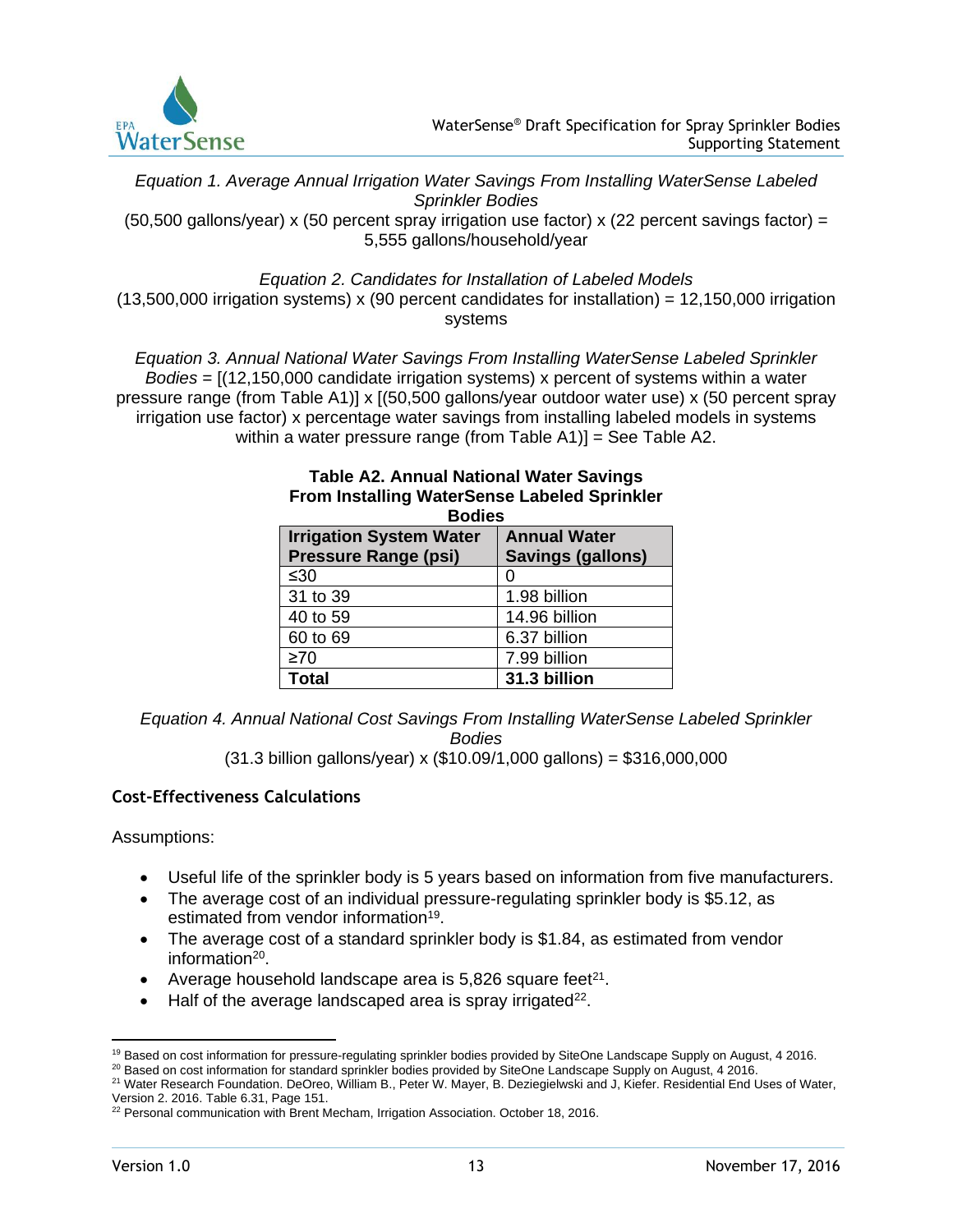*Equation 1. Average Annual Irrigation Water Savings From Installing WaterSense Labeled Sprinkler Bodies*

(50,500 gallons/year) x (50 percent spray irrigation use factor) x (22 percent savings factor) = 5,555 gallons/household/year

*Equation 2. Candidates for Installation of Labeled Models*

(13,500,000 irrigation systems) x (90 percent candidates for installation) = 12,150,000 irrigation systems

*Equation 3. Annual National Water Savings From Installing WaterSense Labeled Sprinkler Bodies* = [(12,150,000 candidate irrigation systems) x percent of systems within a water pressure range (from Table A1)] x [(50,500 gallons/year outdoor water use) x (50 percent spray irrigation use factor) x percentage water savings from installing labeled models in systems within a water pressure range (from Table A1)] = See Table A2.

**Table A2. Annual National Water Savings From Installing WaterSense Labeled Sprinkler Bodies**

| Irrigation System Water Pressure Range (psi) | Annual Water Savings (gallons) |
|---|---|
| ≤30 | 0 |
| 31 to 39 | 1.98 billion |
| 40 to 59 | 14.96 billion |
| 60 to 69 | 6.37 billion |
| ≥70 | 7.99 billion |
| **Total** | **31.3 billion** |

*Equation 4. Annual National Cost Savings From Installing WaterSense Labeled Sprinkler Bodies*

(31.3 billion gallons/year) x ($10.09/1,000 gallons) = $316,000,000

### Cost-Effectiveness Calculations

Assumptions:

- Useful life of the sprinkler body is 5 years based on information from five manufacturers.
- The average cost of an individual pressure-regulating sprinkler body is $5.12, as estimated from vendor information[19].
- The average cost of a standard sprinkler body is $1.84, as estimated from vendor information[20].
- Average household landscape area is 5,826 square feet[21].
- Half of the average landscaped area is spray irrigated[22].

---

[19] Based on cost information for pressure-regulating sprinkler bodies provided by SiteOne Landscape Supply on August, 4 2016.

[20] Based on cost information for standard sprinkler bodies provided by SiteOne Landscape Supply on August, 4 2016.

[21] Water Research Foundation. DeOreo, William B., Peter W. Mayer, B. Deziegielwski and J, Kiefer. Residential End Uses of Water, Version 2. 2016. Table 6.31, Page 151.

[22] Personal communication with Brent Mecham, Irrigation Association. October 18, 2016.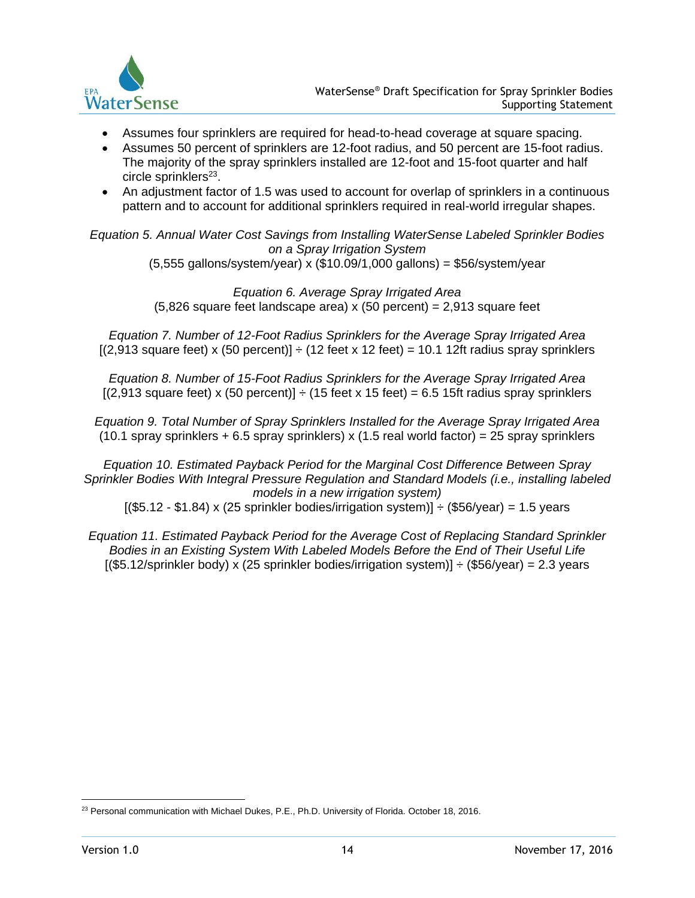- Assumes four sprinklers are required for head-to-head coverage at square spacing.
- Assumes 50 percent of sprinklers are 12-foot radius, and 50 percent are 15-foot radius. The majority of the spray sprinklers installed are 12-foot and 15-foot quarter and half circle sprinklers[23].
- An adjustment factor of 1.5 was used to account for overlap of sprinklers in a continuous pattern and to account for additional sprinklers required in real-world irregular shapes.

*Equation 5. Annual Water Cost Savings from Installing WaterSense Labeled Sprinkler Bodies on a Spray Irrigation System*

(5,555 gallons/system/year) x ($10.09/1,000 gallons) = $56/system/year

*Equation 6. Average Spray Irrigated Area*

(5,826 square feet landscape area) x (50 percent) = 2,913 square feet

*Equation 7. Number of 12-Foot Radius Sprinklers for the Average Spray Irrigated Area*

[(2,913 square feet) x (50 percent)] ÷ (12 feet x 12 feet) = 10.1 12ft radius spray sprinklers

*Equation 8. Number of 15-Foot Radius Sprinklers for the Average Spray Irrigated Area*

[(2,913 square feet) x (50 percent)] ÷ (15 feet x 15 feet) = 6.5 15ft radius spray sprinklers

*Equation 9. Total Number of Spray Sprinklers Installed for the Average Spray Irrigated Area*

(10.1 spray sprinklers + 6.5 spray sprinklers) x (1.5 real world factor) = 25 spray sprinklers

*Equation 10. Estimated Payback Period for the Marginal Cost Difference Between Spray Sprinkler Bodies With Integral Pressure Regulation and Standard Models (i.e., installing labeled models in a new irrigation system)*

[($5.12 - $1.84) x (25 sprinkler bodies/irrigation system)] ÷ ($56/year) = 1.5 years

*Equation 11. Estimated Payback Period for the Average Cost of Replacing Standard Sprinkler Bodies in an Existing System With Labeled Models Before the End of Their Useful Life*

[($5.12/sprinkler body) x (25 sprinkler bodies/irrigation system)] ÷ ($56/year) = 2.3 years

---

[23] Personal communication with Michael Dukes, P.E., Ph.D. University of Florida. October 18, 2016.